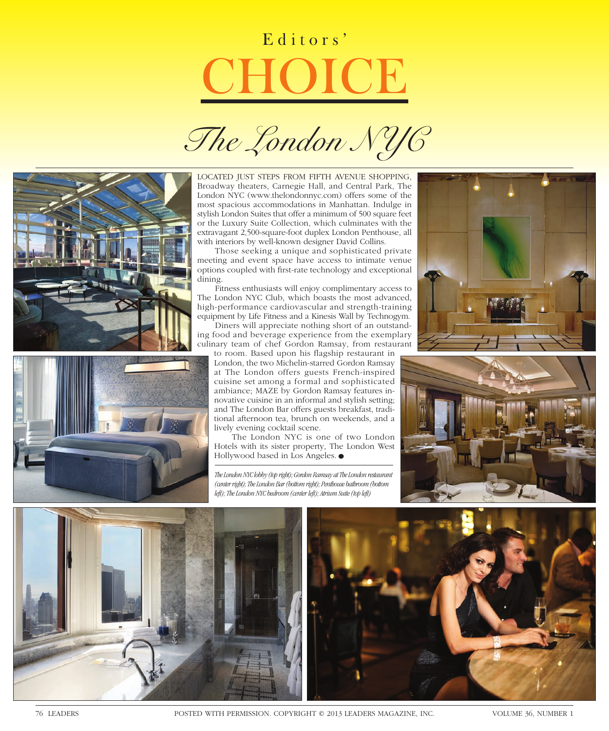# Editors' CHOICE

## *The London NYC*

LOCATED JUST STEPS FROM FIFTH AVENUE SHOPPING, Broadway theaters, Carnegie Hall, and Central Park, The London NYC (www.thelondonnyc.com) offers some of the most spacious accommodations in Manhattan. Indulge in stylish London Suites that offer a minimum of 500 square feet or the Luxury Suite Collection, which culminates with the extravagant 2,500-square-foot duplex London Penthouse, all with interiors by well-known designer David Collins.

Those seeking a unique and sophisticated private meeting and event space have access to intimate venue options coupled with first-rate technology and exceptional dining.

Fitness enthusiasts will enjoy complimentary access to The London NYC Club, which boasts the most advanced, high-performance cardiovascular and strength-training equipment by Life Fitness and a Kinesis Wall by Technogym.

Diners will appreciate nothing short of an outstanding food and beverage experience from the exemplary culinary team of chef Gordon Ramsay, from restaurant to room. Based upon his flagship restaurant in London, the two Michelin-starred Gordon Ramsay at The London offers guests French-inspired cuisine set among a formal and sophisticated ambiance; MAZE by Gordon Ramsay features innovative cuisine in an informal and stylish setting; and The London Bar offers guests breakfast, traditional afternoon tea, brunch on weekends, and a lively evening cocktail scene.

The London NYC is one of two London Hotels with its sister property, The London West Hollywood based in Los Angeles. ●

*The London NYC lobby (top right); Gordon Ramsay at The London restaurant (center right); The London Bar (bottom right); Penthouse bathroom (bottom left); The London NYC bedroom (center left); Atrium Suite (top left)*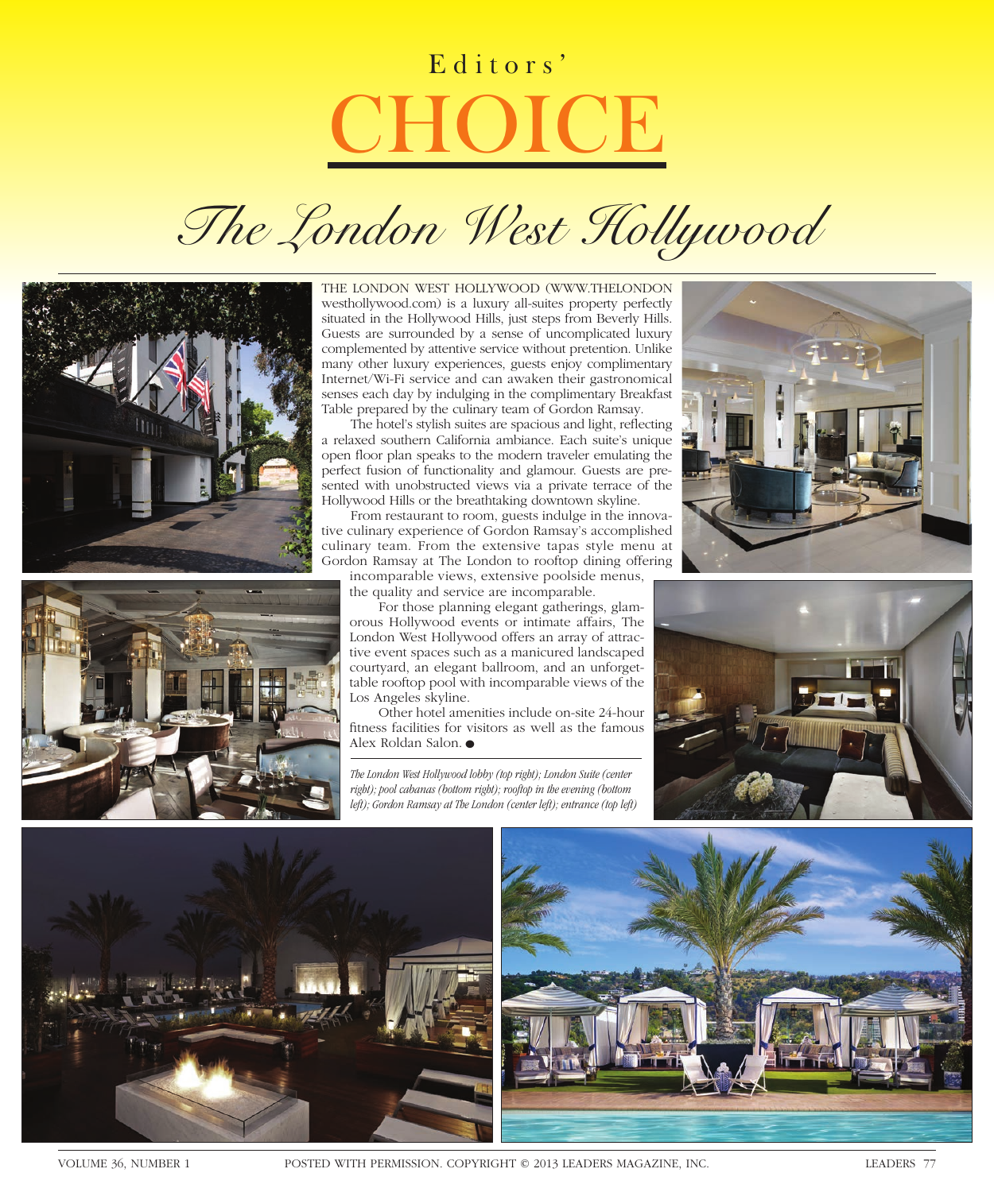# Editors' CHOICE

## *The London West Hollywood*

THE LONDON WEST HOLLYWOOD (WWW.THELONDON westhollywood.com) is a luxury all-suites property perfectly situated in the Hollywood Hills, just steps from Beverly Hills. Guests are surrounded by a sense of uncomplicated luxury complemented by attentive service without pretention. Unlike many other luxury experiences, guests enjoy complimentary Internet/Wi-Fi service and can awaken their gastronomical senses each day by indulging in the complimentary Breakfast Table prepared by the culinary team of Gordon Ramsay.

The hotel's stylish suites are spacious and light, reflecting a relaxed southern California ambiance. Each suite's unique open floor plan speaks to the modern traveler emulating the perfect fusion of functionality and glamour. Guests are presented with unobstructed views via a private terrace of the Hollywood Hills or the breathtaking downtown skyline.

From restaurant to room, guests indulge in the innovative culinary experience of Gordon Ramsay's accomplished culinary team. From the extensive tapas style menu at Gordon Ramsay at The London to rooftop dining offering incomparable views, extensive poolside menus, the quality and service are incomparable.

For those planning elegant gatherings, glamorous Hollywood events or intimate affairs, The London West Hollywood offers an array of attractive event spaces such as a manicured landscaped courtyard, an elegant ballroom, and an unforgettable rooftop pool with incomparable views of the Los Angeles skyline.

Other hotel amenities include on-site 24-hour fitness facilities for visitors as well as the famous Alex Roldan Salon. ●

*The London West Hollywood lobby (top right); London Suite (center right); pool cabanas (bottom right); rooftop in the evening (bottom left); Gordon Ramsay at The London (center left); entrance (top left)*

POSTED WITH PERMISSION. COPYRIGHT © 2013 LEADERS MAGAZINE, INC.